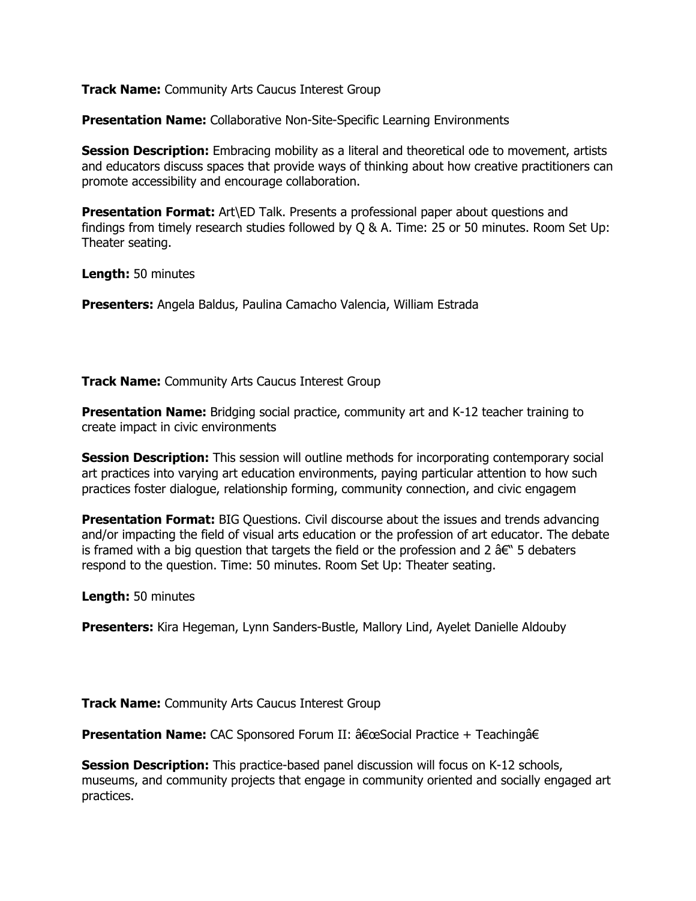**Track Name:** Community Arts Caucus Interest Group

**Presentation Name:** Collaborative Non-Site-Specific Learning Environments

**Session Description:** Embracing mobility as a literal and theoretical ode to movement, artists and educators discuss spaces that provide ways of thinking about how creative practitioners can promote accessibility and encourage collaboration.

**Presentation Format:** Art\ED Talk. Presents a professional paper about questions and findings from timely research studies followed by Q & A. Time: 25 or 50 minutes. Room Set Up: Theater seating.

**Length:** 50 minutes

**Presenters:** Angela Baldus, Paulina Camacho Valencia, William Estrada

**Track Name:** Community Arts Caucus Interest Group

**Presentation Name:** Bridging social practice, community art and K-12 teacher training to create impact in civic environments

**Session Description:** This session will outline methods for incorporating contemporary social art practices into varying art education environments, paying particular attention to how such practices foster dialogue, relationship forming, community connection, and civic engagem

**Presentation Format:** BIG Questions. Civil discourse about the issues and trends advancing and/or impacting the field of visual arts education or the profession of art educator. The debate is framed with a big question that targets the field or the profession and 2 â€" 5 debaters respond to the question. Time: 50 minutes. Room Set Up: Theater seating.

**Length:** 50 minutes

**Presenters:** Kira Hegeman, Lynn Sanders-Bustle, Mallory Lind, Ayelet Danielle Aldouby

**Track Name:** Community Arts Caucus Interest Group

**Presentation Name:** CAC Sponsored Forum II: â€œSocial Practice + Teachingâ€

**Session Description:** This practice-based panel discussion will focus on K-12 schools, museums, and community projects that engage in community oriented and socially engaged art practices.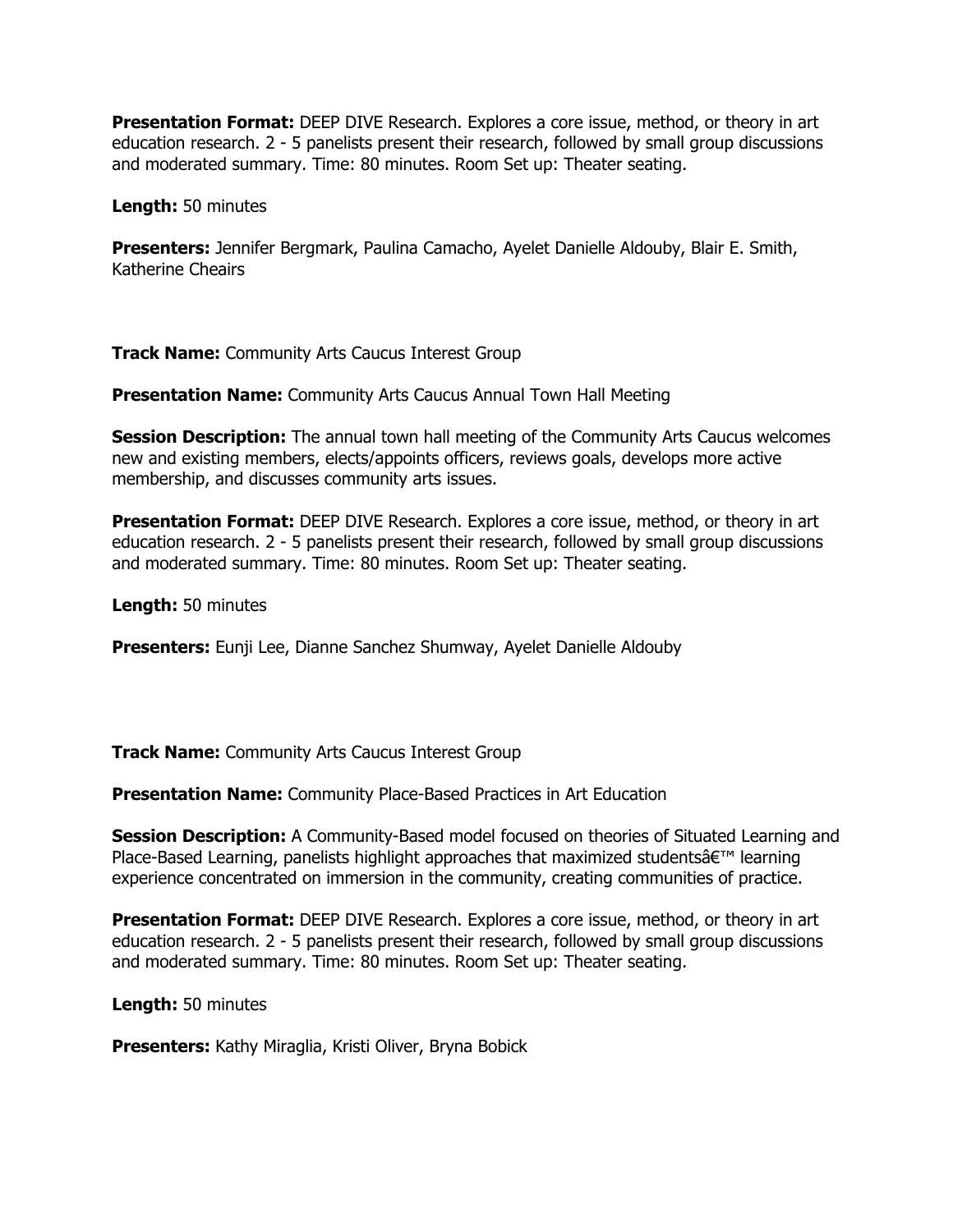**Presentation Format:** DEEP DIVE Research. Explores a core issue, method, or theory in art education research. 2 - 5 panelists present their research, followed by small group discussions and moderated summary. Time: 80 minutes. Room Set up: Theater seating.

**Length:** 50 minutes

**Presenters:** Jennifer Bergmark, Paulina Camacho, Ayelet Danielle Aldouby, Blair E. Smith, Katherine Cheairs

**Track Name:** Community Arts Caucus Interest Group

**Presentation Name:** Community Arts Caucus Annual Town Hall Meeting

**Session Description:** The annual town hall meeting of the Community Arts Caucus welcomes new and existing members, elects/appoints officers, reviews goals, develops more active membership, and discusses community arts issues.

**Presentation Format:** DEEP DIVE Research. Explores a core issue, method, or theory in art education research. 2 - 5 panelists present their research, followed by small group discussions and moderated summary. Time: 80 minutes. Room Set up: Theater seating.

**Length:** 50 minutes

**Presenters:** Eunji Lee, Dianne Sanchez Shumway, Ayelet Danielle Aldouby

**Track Name:** Community Arts Caucus Interest Group

**Presentation Name:** Community Place-Based Practices in Art Education

**Session Description:** A Community-Based model focused on theories of Situated Learning and Place-Based Learning, panelists highlight approaches that maximized studentsâ€™ learning experience concentrated on immersion in the community, creating communities of practice.

**Presentation Format:** DEEP DIVE Research. Explores a core issue, method, or theory in art education research. 2 - 5 panelists present their research, followed by small group discussions and moderated summary. Time: 80 minutes. Room Set up: Theater seating.

**Length:** 50 minutes

**Presenters:** Kathy Miraglia, Kristi Oliver, Bryna Bobick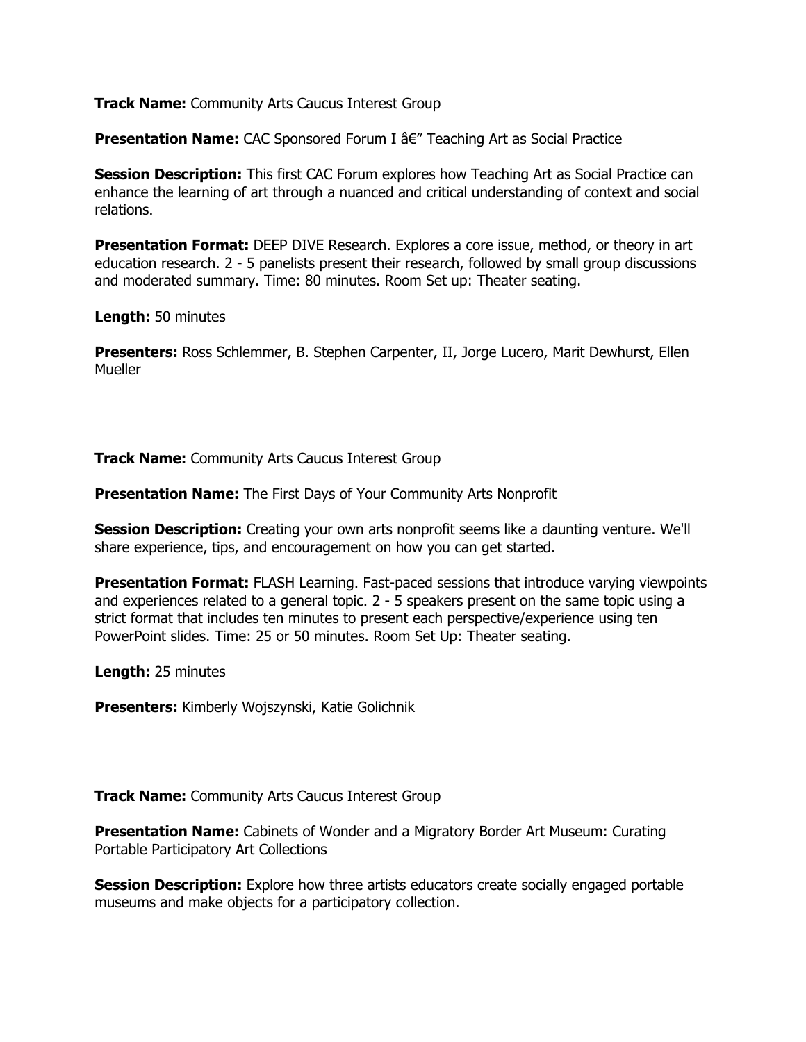**Track Name:** Community Arts Caucus Interest Group

**Presentation Name:** CAC Sponsored Forum I â€” Teaching Art as Social Practice

**Session Description:** This first CAC Forum explores how Teaching Art as Social Practice can enhance the learning of art through a nuanced and critical understanding of context and social relations.

**Presentation Format:** DEEP DIVE Research. Explores a core issue, method, or theory in art education research. 2 - 5 panelists present their research, followed by small group discussions and moderated summary. Time: 80 minutes. Room Set up: Theater seating.

**Length:** 50 minutes

**Presenters:** Ross Schlemmer, B. Stephen Carpenter, II, Jorge Lucero, Marit Dewhurst, Ellen Mueller

**Track Name:** Community Arts Caucus Interest Group

**Presentation Name:** The First Days of Your Community Arts Nonprofit

**Session Description:** Creating your own arts nonprofit seems like a daunting venture. We'll share experience, tips, and encouragement on how you can get started.

**Presentation Format:** FLASH Learning. Fast-paced sessions that introduce varying viewpoints and experiences related to a general topic. 2 - 5 speakers present on the same topic using a strict format that includes ten minutes to present each perspective/experience using ten PowerPoint slides. Time: 25 or 50 minutes. Room Set Up: Theater seating.

**Length:** 25 minutes

**Presenters:** Kimberly Wojszynski, Katie Golichnik

**Track Name:** Community Arts Caucus Interest Group

**Presentation Name:** Cabinets of Wonder and a Migratory Border Art Museum: Curating Portable Participatory Art Collections

**Session Description:** Explore how three artists educators create socially engaged portable museums and make objects for a participatory collection.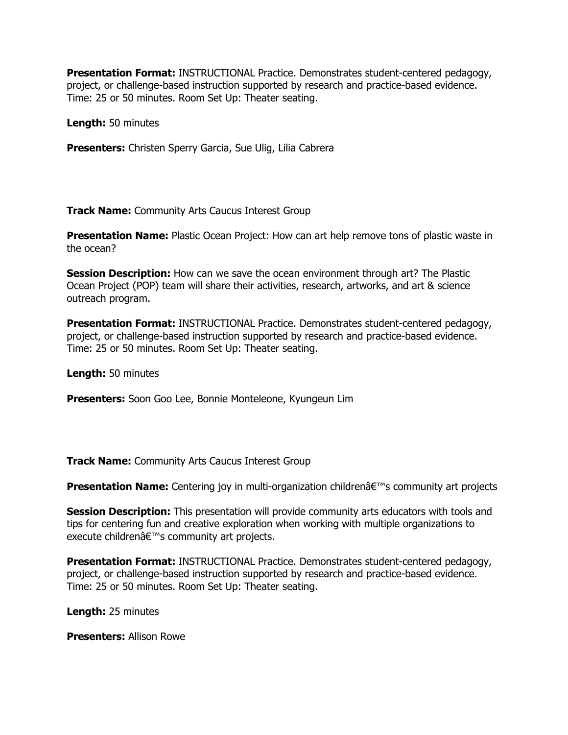**Presentation Format:** INSTRUCTIONAL Practice. Demonstrates student-centered pedagogy, project, or challenge-based instruction supported by research and practice-based evidence. Time: 25 or 50 minutes. Room Set Up: Theater seating.

**Length:** 50 minutes

**Presenters:** Christen Sperry Garcia, Sue Ulig, Lilia Cabrera

**Track Name:** Community Arts Caucus Interest Group

**Presentation Name:** Plastic Ocean Project: How can art help remove tons of plastic waste in the ocean?

**Session Description:** How can we save the ocean environment through art? The Plastic Ocean Project (POP) team will share their activities, research, artworks, and art & science outreach program.

**Presentation Format:** INSTRUCTIONAL Practice. Demonstrates student-centered pedagogy, project, or challenge-based instruction supported by research and practice-based evidence. Time: 25 or 50 minutes. Room Set Up: Theater seating.

**Length:** 50 minutes

**Presenters:** Soon Goo Lee, Bonnie Monteleone, Kyungeun Lim

**Track Name:** Community Arts Caucus Interest Group

**Presentation Name:** Centering joy in multi-organization childrenâ€™s community art projects

**Session Description:** This presentation will provide community arts educators with tools and tips for centering fun and creative exploration when working with multiple organizations to execute childrenâ€™s community art projects.

**Presentation Format:** INSTRUCTIONAL Practice. Demonstrates student-centered pedagogy, project, or challenge-based instruction supported by research and practice-based evidence. Time: 25 or 50 minutes. Room Set Up: Theater seating.

**Length:** 25 minutes

**Presenters:** Allison Rowe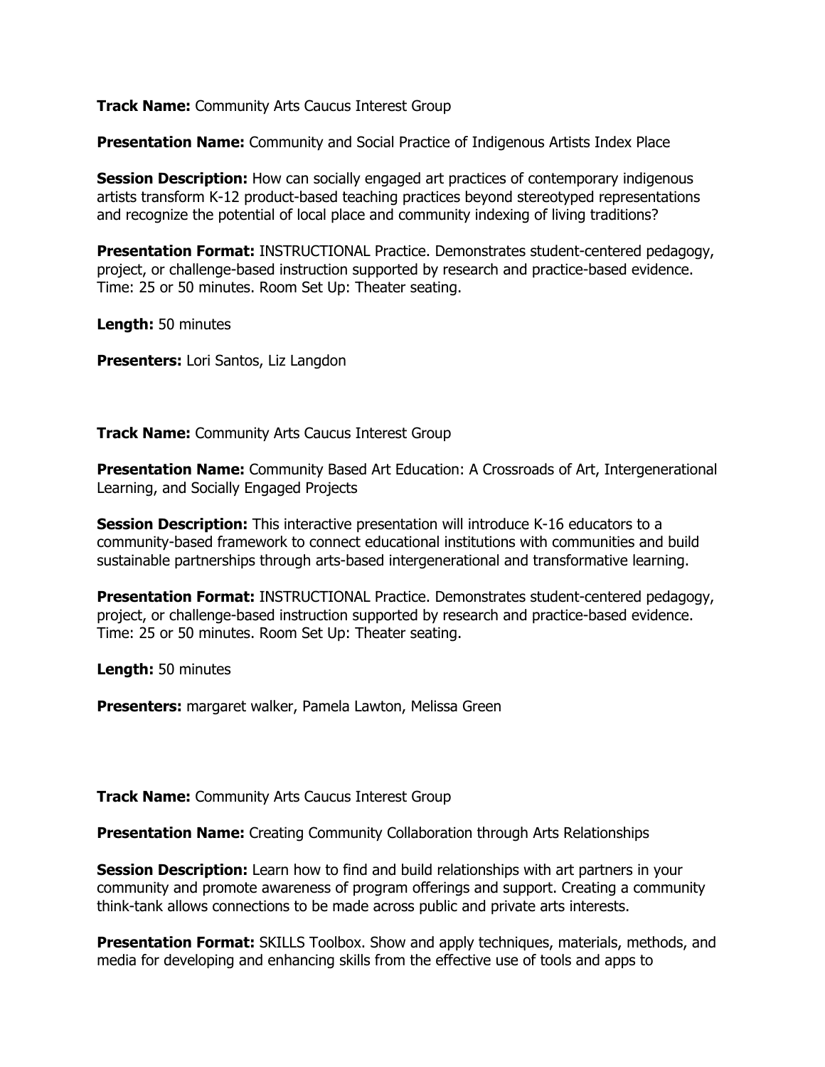**Track Name:** Community Arts Caucus Interest Group

**Presentation Name:** Community and Social Practice of Indigenous Artists Index Place

**Session Description:** How can socially engaged art practices of contemporary indigenous artists transform K-12 product-based teaching practices beyond stereotyped representations and recognize the potential of local place and community indexing of living traditions?

**Presentation Format:** INSTRUCTIONAL Practice. Demonstrates student-centered pedagogy, project, or challenge-based instruction supported by research and practice-based evidence. Time: 25 or 50 minutes. Room Set Up: Theater seating.

**Length:** 50 minutes

**Presenters:** Lori Santos, Liz Langdon

**Track Name:** Community Arts Caucus Interest Group

**Presentation Name:** Community Based Art Education: A Crossroads of Art, Intergenerational Learning, and Socially Engaged Projects

**Session Description:** This interactive presentation will introduce K-16 educators to a community-based framework to connect educational institutions with communities and build sustainable partnerships through arts-based intergenerational and transformative learning.

**Presentation Format:** INSTRUCTIONAL Practice. Demonstrates student-centered pedagogy, project, or challenge-based instruction supported by research and practice-based evidence. Time: 25 or 50 minutes. Room Set Up: Theater seating.

**Length:** 50 minutes

**Presenters:** margaret walker, Pamela Lawton, Melissa Green

**Track Name:** Community Arts Caucus Interest Group

**Presentation Name:** Creating Community Collaboration through Arts Relationships

**Session Description:** Learn how to find and build relationships with art partners in your community and promote awareness of program offerings and support. Creating a community think-tank allows connections to be made across public and private arts interests.

**Presentation Format:** SKILLS Toolbox. Show and apply techniques, materials, methods, and media for developing and enhancing skills from the effective use of tools and apps to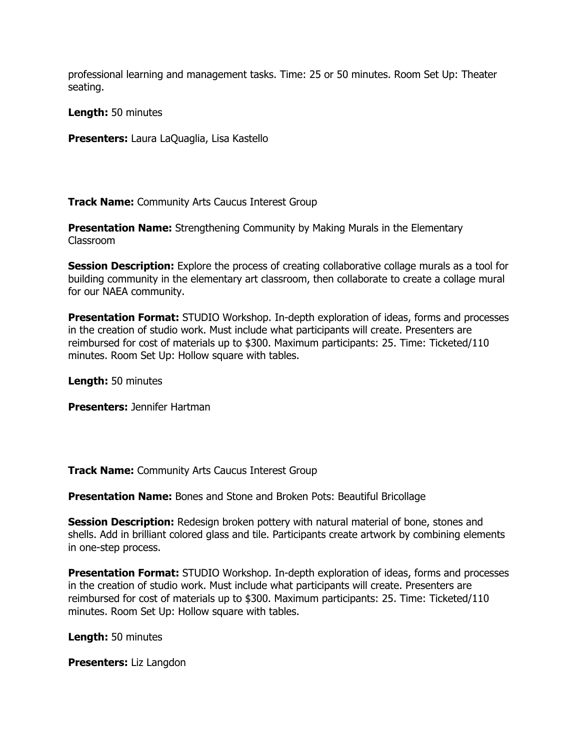professional learning and management tasks. Time: 25 or 50 minutes. Room Set Up: Theater seating.

**Length:** 50 minutes

**Presenters:** Laura LaQuaglia, Lisa Kastello

**Track Name:** Community Arts Caucus Interest Group

**Presentation Name:** Strengthening Community by Making Murals in the Elementary Classroom

**Session Description:** Explore the process of creating collaborative collage murals as a tool for building community in the elementary art classroom, then collaborate to create a collage mural for our NAEA community.

**Presentation Format:** STUDIO Workshop. In-depth exploration of ideas, forms and processes in the creation of studio work. Must include what participants will create. Presenters are reimbursed for cost of materials up to $300. Maximum participants: 25. Time: Ticketed/110 minutes. Room Set Up: Hollow square with tables.

**Length:** 50 minutes

**Presenters:** Jennifer Hartman

**Track Name:** Community Arts Caucus Interest Group

**Presentation Name:** Bones and Stone and Broken Pots: Beautiful Bricollage

**Session Description:** Redesign broken pottery with natural material of bone, stones and shells. Add in brilliant colored glass and tile. Participants create artwork by combining elements in one-step process.

**Presentation Format:** STUDIO Workshop. In-depth exploration of ideas, forms and processes in the creation of studio work. Must include what participants will create. Presenters are reimbursed for cost of materials up to $300. Maximum participants: 25. Time: Ticketed/110 minutes. Room Set Up: Hollow square with tables.

**Length:** 50 minutes

**Presenters:** Liz Langdon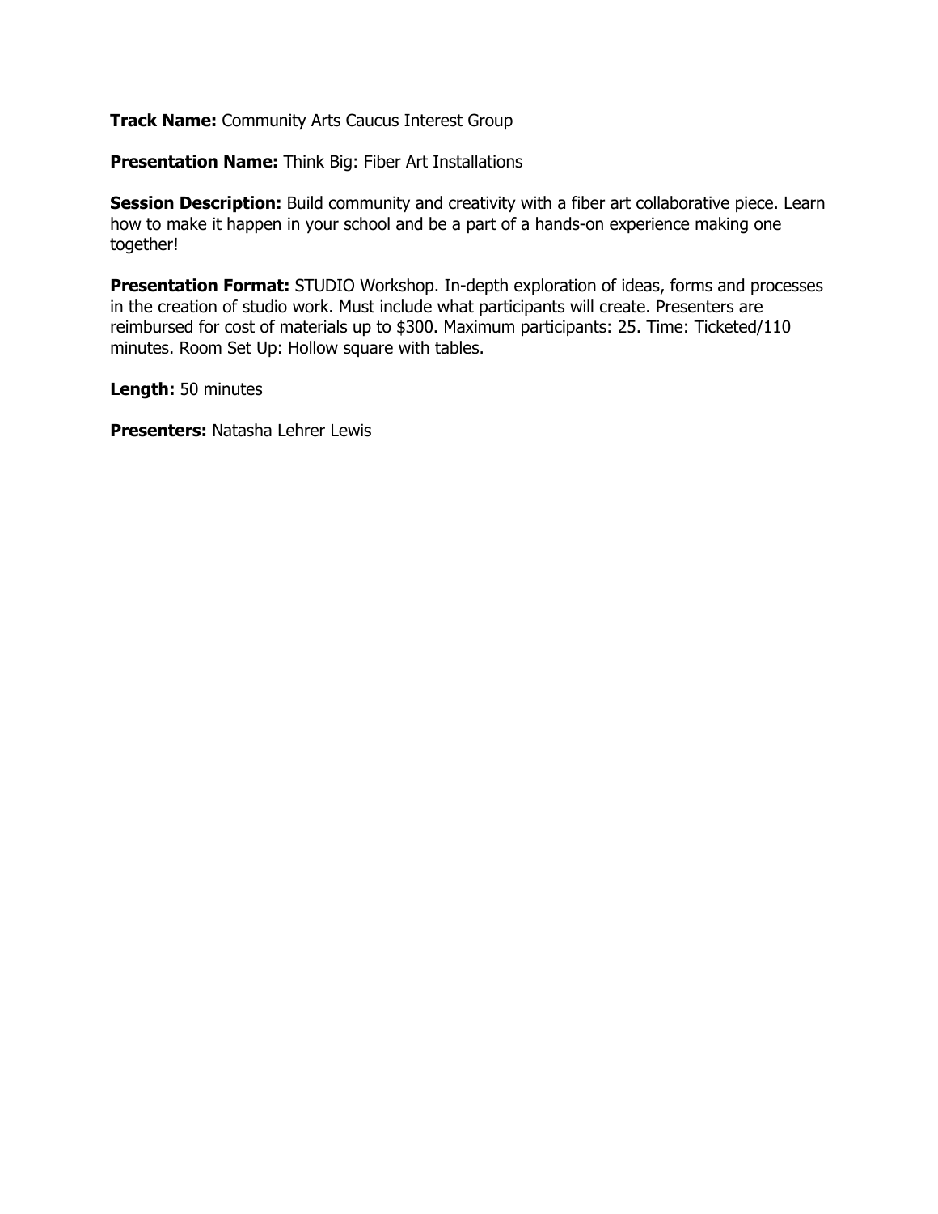**Track Name:** Community Arts Caucus Interest Group

**Presentation Name:** Think Big: Fiber Art Installations

**Session Description:** Build community and creativity with a fiber art collaborative piece. Learn how to make it happen in your school and be a part of a hands-on experience making one together!

**Presentation Format:** STUDIO Workshop. In-depth exploration of ideas, forms and processes in the creation of studio work. Must include what participants will create. Presenters are reimbursed for cost of materials up to $300. Maximum participants: 25. Time: Ticketed/110 minutes. Room Set Up: Hollow square with tables.

**Length:** 50 minutes

**Presenters:** Natasha Lehrer Lewis